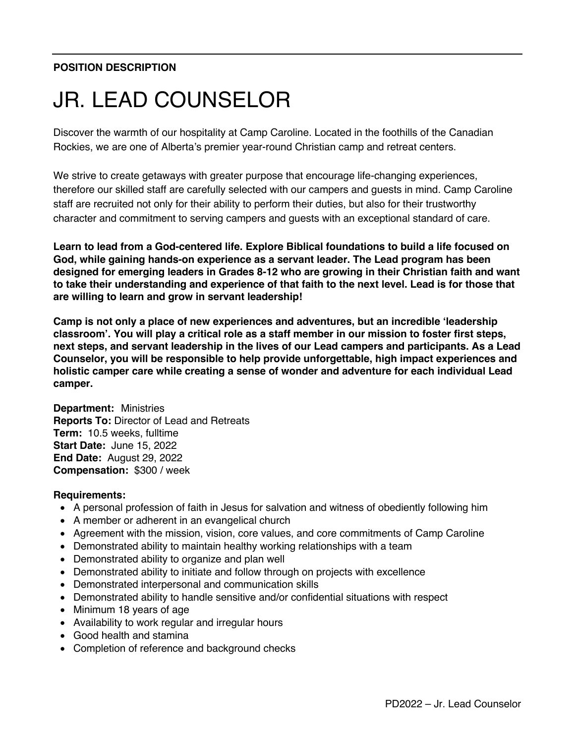**POSITION DESCRIPTION**

# JR. LEAD COUNSELOR

Discover the warmth of our hospitality at Camp Caroline. Located in the foothills of the Canadian Rockies, we are one of Alberta's premier year-round Christian camp and retreat centers.

We strive to create getaways with greater purpose that encourage life-changing experiences, therefore our skilled staff are carefully selected with our campers and guests in mind. Camp Caroline staff are recruited not only for their ability to perform their duties, but also for their trustworthy character and commitment to serving campers and guests with an exceptional standard of care.

**Learn to lead from a God-centered life. Explore Biblical foundations to build a life focused on God, while gaining hands-on experience as a servant leader. The Lead program has been designed for emerging leaders in Grades 8-12 who are growing in their Christian faith and want to take their understanding and experience of that faith to the next level. Lead is for those that are willing to learn and grow in servant leadership!**

**Camp is not only a place of new experiences and adventures, but an incredible 'leadership classroom'. You will play a critical role as a staff member in our mission to foster first steps, next steps, and servant leadership in the lives of our Lead campers and participants. As a Lead Counselor, you will be responsible to help provide unforgettable, high impact experiences and holistic camper care while creating a sense of wonder and adventure for each individual Lead camper.**

**Department:** Ministries
**Reports To:** Director of Lead and Retreats
**Term:** 10.5 weeks, fulltime
**Start Date:** June 15, 2022
**End Date:** August 29, 2022
**Compensation:** $300 / week

**Requirements:**

- A personal profession of faith in Jesus for salvation and witness of obediently following him
- A member or adherent in an evangelical church
- Agreement with the mission, vision, core values, and core commitments of Camp Caroline
- Demonstrated ability to maintain healthy working relationships with a team
- Demonstrated ability to organize and plan well
- Demonstrated ability to initiate and follow through on projects with excellence
- Demonstrated interpersonal and communication skills
- Demonstrated ability to handle sensitive and/or confidential situations with respect
- Minimum 18 years of age
- Availability to work regular and irregular hours
- Good health and stamina
- Completion of reference and background checks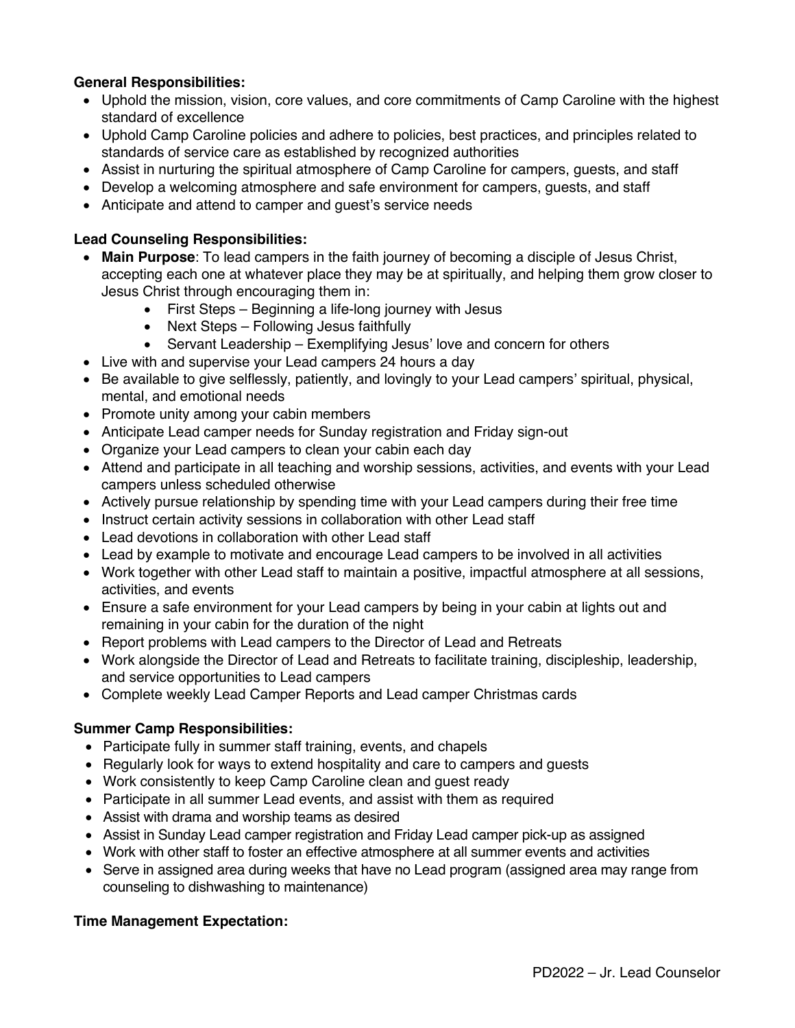**General Responsibilities:**

- Uphold the mission, vision, core values, and core commitments of Camp Caroline with the highest standard of excellence
- Uphold Camp Caroline policies and adhere to policies, best practices, and principles related to standards of service care as established by recognized authorities
- Assist in nurturing the spiritual atmosphere of Camp Caroline for campers, guests, and staff
- Develop a welcoming atmosphere and safe environment for campers, guests, and staff
- Anticipate and attend to camper and guest's service needs

**Lead Counseling Responsibilities:**

- **Main Purpose**: To lead campers in the faith journey of becoming a disciple of Jesus Christ, accepting each one at whatever place they may be at spiritually, and helping them grow closer to Jesus Christ through encouraging them in:
    - First Steps – Beginning a life-long journey with Jesus
    - Next Steps – Following Jesus faithfully
    - Servant Leadership – Exemplifying Jesus' love and concern for others
- Live with and supervise your Lead campers 24 hours a day
- Be available to give selflessly, patiently, and lovingly to your Lead campers' spiritual, physical, mental, and emotional needs
- Promote unity among your cabin members
- Anticipate Lead camper needs for Sunday registration and Friday sign-out
- Organize your Lead campers to clean your cabin each day
- Attend and participate in all teaching and worship sessions, activities, and events with your Lead campers unless scheduled otherwise
- Actively pursue relationship by spending time with your Lead campers during their free time
- Instruct certain activity sessions in collaboration with other Lead staff
- Lead devotions in collaboration with other Lead staff
- Lead by example to motivate and encourage Lead campers to be involved in all activities
- Work together with other Lead staff to maintain a positive, impactful atmosphere at all sessions, activities, and events
- Ensure a safe environment for your Lead campers by being in your cabin at lights out and remaining in your cabin for the duration of the night
- Report problems with Lead campers to the Director of Lead and Retreats
- Work alongside the Director of Lead and Retreats to facilitate training, discipleship, leadership, and service opportunities to Lead campers
- Complete weekly Lead Camper Reports and Lead camper Christmas cards

**Summer Camp Responsibilities:**

- Participate fully in summer staff training, events, and chapels
- Regularly look for ways to extend hospitality and care to campers and guests
- Work consistently to keep Camp Caroline clean and guest ready
- Participate in all summer Lead events, and assist with them as required
- Assist with drama and worship teams as desired
- Assist in Sunday Lead camper registration and Friday Lead camper pick-up as assigned
- Work with other staff to foster an effective atmosphere at all summer events and activities
- Serve in assigned area during weeks that have no Lead program (assigned area may range from counseling to dishwashing to maintenance)

**Time Management Expectation:**

PD2022 – Jr. Lead Counselor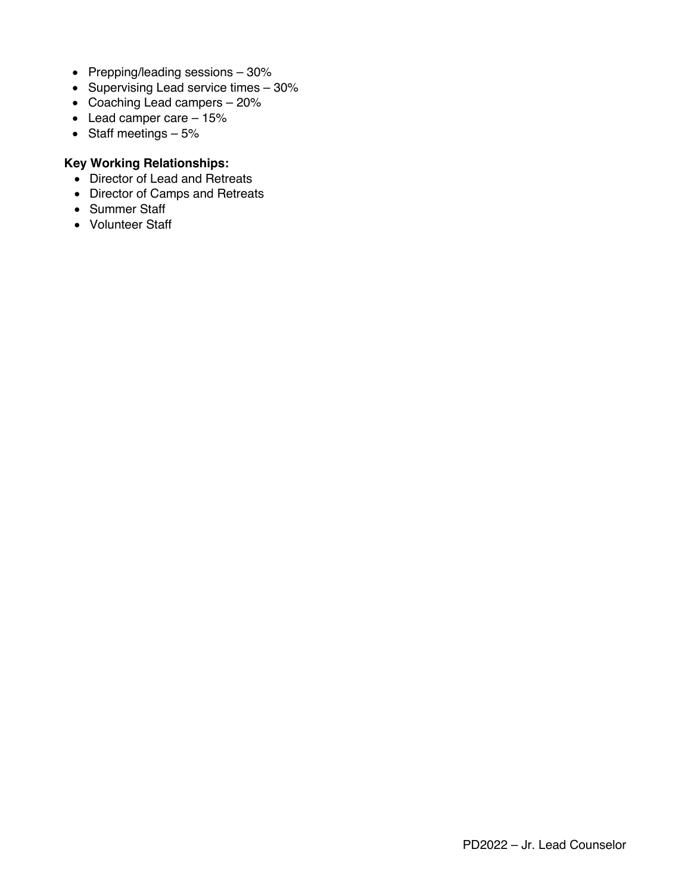- Prepping/leading sessions – 30%
- Supervising Lead service times – 30%
- Coaching Lead campers – 20%
- Lead camper care – 15%
- Staff meetings – 5%

**Key Working Relationships:**

- Director of Lead and Retreats
- Director of Camps and Retreats
- Summer Staff
- Volunteer Staff